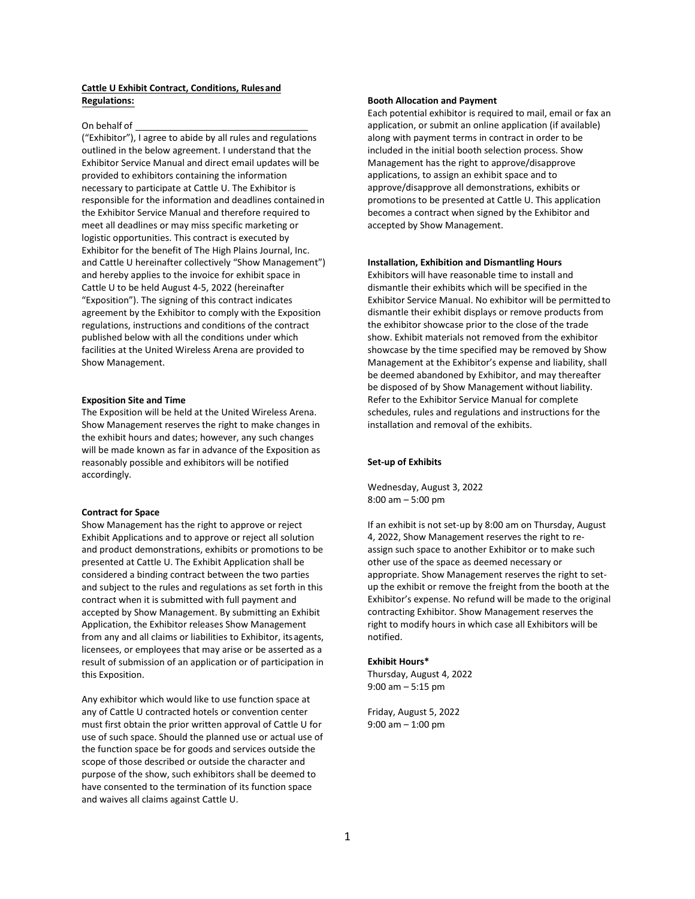**Cattle U Exhibit Contract, Conditions, Rules and Regulations:**

On behalf of \_\_\_\_\_\_\_\_\_\_\_\_\_\_\_\_\_\_\_\_\_\_\_\_\_\_\_\_\_\_\_\_\_\_ ("Exhibitor"), I agree to abide by all rules and regulations outlined in the below agreement. I understand that the Exhibitor Service Manual and direct email updates will be provided to exhibitors containing the information necessary to participate at Cattle U. The Exhibitor is responsible for the information and deadlines contained in the Exhibitor Service Manual and therefore required to meet all deadlines or may miss specific marketing or logistic opportunities. This contract is executed by Exhibitor for the benefit of The High Plains Journal, Inc. and Cattle U hereinafter collectively "Show Management") and hereby applies to the invoice for exhibit space in Cattle U to be held August 4-5, 2022 (hereinafter "Exposition"). The signing of this contract indicates agreement by the Exhibitor to comply with the Exposition regulations, instructions and conditions of the contract published below with all the conditions under which facilities at the United Wireless Arena are provided to Show Management.

**Exposition Site and Time**

The Exposition will be held at the United Wireless Arena. Show Management reserves the right to make changes in the exhibit hours and dates; however, any such changes will be made known as far in advance of the Exposition as reasonably possible and exhibitors will be notified accordingly.

**Contract for Space**

Show Management has the right to approve or reject Exhibit Applications and to approve or reject all solution and product demonstrations, exhibits or promotions to be presented at Cattle U. The Exhibit Application shall be considered a binding contract between the two parties and subject to the rules and regulations as set forth in this contract when it is submitted with full payment and accepted by Show Management. By submitting an Exhibit Application, the Exhibitor releases Show Management from any and all claims or liabilities to Exhibitor, its agents, licensees, or employees that may arise or be asserted as a result of submission of an application or of participation in this Exposition.

Any exhibitor which would like to use function space at any of Cattle U contracted hotels or convention center must first obtain the prior written approval of Cattle U for use of such space. Should the planned use or actual use of the function space be for goods and services outside the scope of those described or outside the character and purpose of the show, such exhibitors shall be deemed to have consented to the termination of its function space and waives all claims against Cattle U.

**Booth Allocation and Payment**

Each potential exhibitor is required to mail, email or fax an application, or submit an online application (if available) along with payment terms in contract in order to be included in the initial booth selection process. Show Management has the right to approve/disapprove applications, to assign an exhibit space and to approve/disapprove all demonstrations, exhibits or promotions to be presented at Cattle U. This application becomes a contract when signed by the Exhibitor and accepted by Show Management.

**Installation, Exhibition and Dismantling Hours**

Exhibitors will have reasonable time to install and dismantle their exhibits which will be specified in the Exhibitor Service Manual. No exhibitor will be permitted to dismantle their exhibit displays or remove products from the exhibitor showcase prior to the close of the trade show. Exhibit materials not removed from the exhibitor showcase by the time specified may be removed by Show Management at the Exhibitor's expense and liability, shall be deemed abandoned by Exhibitor, and may thereafter be disposed of by Show Management without liability. Refer to the Exhibitor Service Manual for complete schedules, rules and regulations and instructions for the installation and removal of the exhibits.

**Set-up of Exhibits**

Wednesday, August 3, 2022
8:00 am – 5:00 pm

If an exhibit is not set-up by 8:00 am on Thursday, August 4, 2022, Show Management reserves the right to re-assign such space to another Exhibitor or to make such other use of the space as deemed necessary or appropriate. Show Management reserves the right to set-up the exhibit or remove the freight from the booth at the Exhibitor's expense. No refund will be made to the original contracting Exhibitor. Show Management reserves the right to modify hours in which case all Exhibitors will be notified.

**Exhibit Hours***

Thursday, August 4, 2022
9:00 am – 5:15 pm

Friday, August 5, 2022
9:00 am – 1:00 pm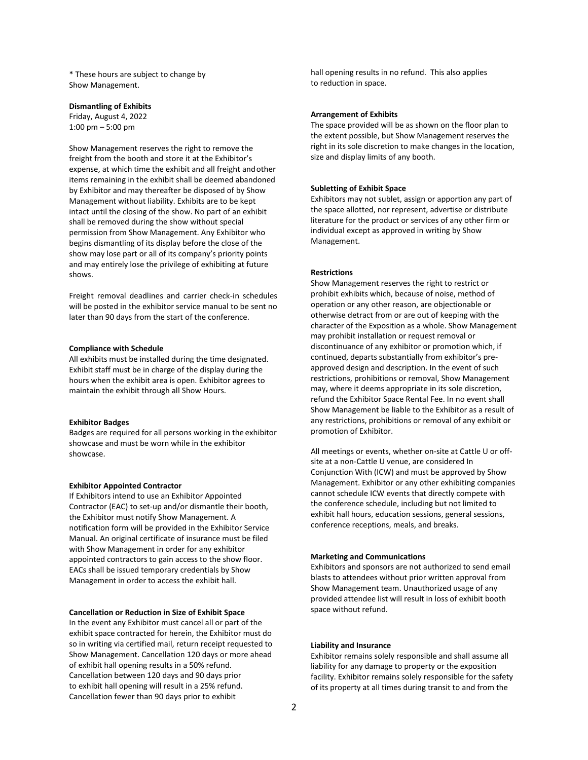* These hours are subject to change by Show Management.

**Dismantling of Exhibits**

Friday, August 4, 2022
1:00 pm – 5:00 pm

Show Management reserves the right to remove the freight from the booth and store it at the Exhibitor's expense, at which time the exhibit and all freight and other items remaining in the exhibit shall be deemed abandoned by Exhibitor and may thereafter be disposed of by Show Management without liability. Exhibits are to be kept intact until the closing of the show. No part of an exhibit shall be removed during the show without special permission from Show Management. Any Exhibitor who begins dismantling of its display before the close of the show may lose part or all of its company's priority points and may entirely lose the privilege of exhibiting at future shows.

Freight removal deadlines and carrier check-in schedules will be posted in the exhibitor service manual to be sent no later than 90 days from the start of the conference.

**Compliance with Schedule**

All exhibits must be installed during the time designated. Exhibit staff must be in charge of the display during the hours when the exhibit area is open. Exhibitor agrees to maintain the exhibit through all Show Hours.

**Exhibitor Badges**

Badges are required for all persons working in the exhibitor showcase and must be worn while in the exhibitor showcase.

**Exhibitor Appointed Contractor**

If Exhibitors intend to use an Exhibitor Appointed Contractor (EAC) to set-up and/or dismantle their booth, the Exhibitor must notify Show Management. A notification form will be provided in the Exhibitor Service Manual. An original certificate of insurance must be filed with Show Management in order for any exhibitor appointed contractors to gain access to the show floor. EACs shall be issued temporary credentials by Show Management in order to access the exhibit hall.

**Cancellation or Reduction in Size of Exhibit Space**

In the event any Exhibitor must cancel all or part of the exhibit space contracted for herein, the Exhibitor must do so in writing via certified mail, return receipt requested to Show Management. Cancellation 120 days or more ahead of exhibit hall opening results in a 50% refund. Cancellation between 120 days and 90 days prior to exhibit hall opening will result in a 25% refund. Cancellation fewer than 90 days prior to exhibit hall opening results in no refund. This also applies to reduction in space.

**Arrangement of Exhibits**

The space provided will be as shown on the floor plan to the extent possible, but Show Management reserves the right in its sole discretion to make changes in the location, size and display limits of any booth.

**Subletting of Exhibit Space**

Exhibitors may not sublet, assign or apportion any part of the space allotted, nor represent, advertise or distribute literature for the product or services of any other firm or individual except as approved in writing by Show Management.

**Restrictions**

Show Management reserves the right to restrict or prohibit exhibits which, because of noise, method of operation or any other reason, are objectionable or otherwise detract from or are out of keeping with the character of the Exposition as a whole. Show Management may prohibit installation or request removal or discontinuance of any exhibitor or promotion which, if continued, departs substantially from exhibitor's pre-approved design and description. In the event of such restrictions, prohibitions or removal, Show Management may, where it deems appropriate in its sole discretion, refund the Exhibitor Space Rental Fee. In no event shall Show Management be liable to the Exhibitor as a result of any restrictions, prohibitions or removal of any exhibit or promotion of Exhibitor.

All meetings or events, whether on-site at Cattle U or off-site at a non-Cattle U venue, are considered In Conjunction With (ICW) and must be approved by Show Management. Exhibitor or any other exhibiting companies cannot schedule ICW events that directly compete with the conference schedule, including but not limited to exhibit hall hours, education sessions, general sessions, conference receptions, meals, and breaks.

**Marketing and Communications**

Exhibitors and sponsors are not authorized to send email blasts to attendees without prior written approval from Show Management team. Unauthorized usage of any provided attendee list will result in loss of exhibit booth space without refund.

**Liability and Insurance**

Exhibitor remains solely responsible and shall assume all liability for any damage to property or the exposition facility. Exhibitor remains solely responsible for the safety of its property at all times during transit to and from the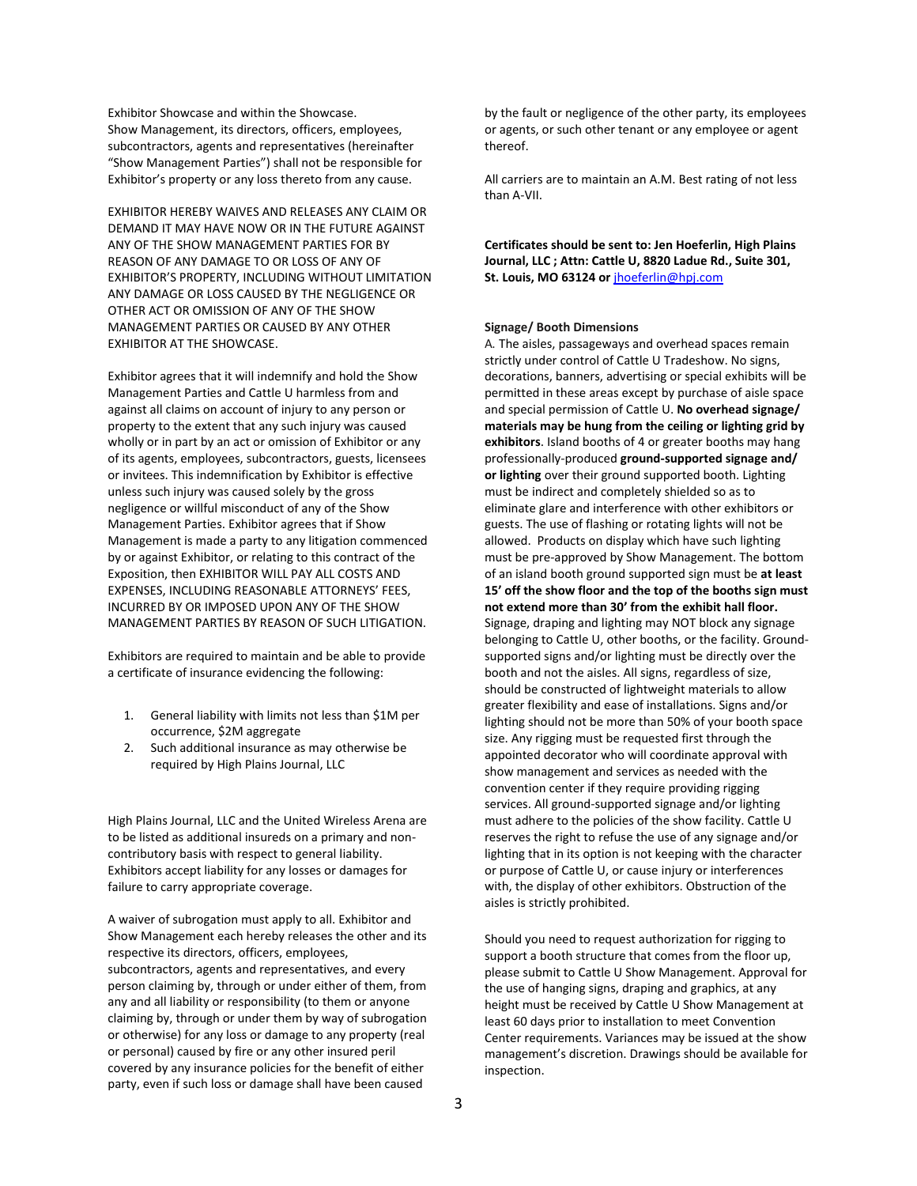Exhibitor Showcase and within the Showcase.
Show Management, its directors, officers, employees, subcontractors, agents and representatives (hereinafter "Show Management Parties") shall not be responsible for Exhibitor's property or any loss thereto from any cause.

EXHIBITOR HEREBY WAIVES AND RELEASES ANY CLAIM OR DEMAND IT MAY HAVE NOW OR IN THE FUTURE AGAINST ANY OF THE SHOW MANAGEMENT PARTIES FOR BY REASON OF ANY DAMAGE TO OR LOSS OF ANY OF EXHIBITOR'S PROPERTY, INCLUDING WITHOUT LIMITATION ANY DAMAGE OR LOSS CAUSED BY THE NEGLIGENCE OR OTHER ACT OR OMISSION OF ANY OF THE SHOW MANAGEMENT PARTIES OR CAUSED BY ANY OTHER EXHIBITOR AT THE SHOWCASE.

Exhibitor agrees that it will indemnify and hold the Show Management Parties and Cattle U harmless from and against all claims on account of injury to any person or property to the extent that any such injury was caused wholly or in part by an act or omission of Exhibitor or any of its agents, employees, subcontractors, guests, licensees or invitees. This indemnification by Exhibitor is effective unless such injury was caused solely by the gross negligence or willful misconduct of any of the Show Management Parties. Exhibitor agrees that if Show Management is made a party to any litigation commenced by or against Exhibitor, or relating to this contract of the Exposition, then EXHIBITOR WILL PAY ALL COSTS AND EXPENSES, INCLUDING REASONABLE ATTORNEYS' FEES, INCURRED BY OR IMPOSED UPON ANY OF THE SHOW MANAGEMENT PARTIES BY REASON OF SUCH LITIGATION.

Exhibitors are required to maintain and be able to provide a certificate of insurance evidencing the following:

1. General liability with limits not less than $1M per occurrence, $2M aggregate
2. Such additional insurance as may otherwise be required by High Plains Journal, LLC

High Plains Journal, LLC and the United Wireless Arena are to be listed as additional insureds on a primary and non-contributory basis with respect to general liability. Exhibitors accept liability for any losses or damages for failure to carry appropriate coverage.

A waiver of subrogation must apply to all. Exhibitor and Show Management each hereby releases the other and its respective its directors, officers, employees, subcontractors, agents and representatives, and every person claiming by, through or under either of them, from any and all liability or responsibility (to them or anyone claiming by, through or under them by way of subrogation or otherwise) for any loss or damage to any property (real or personal) caused by fire or any other insured peril covered by any insurance policies for the benefit of either party, even if such loss or damage shall have been caused by the fault or negligence of the other party, its employees or agents, or such other tenant or any employee or agent thereof.

All carriers are to maintain an A.M. Best rating of not less than A-VII.

**Certificates should be sent to: Jen Hoeferlin, High Plains Journal, LLC ; Attn: Cattle U, 8820 Ladue Rd., Suite 301, St. Louis, MO 63124 or** jhoeferlin@hpj.com

**Signage/ Booth Dimensions**

A. The aisles, passageways and overhead spaces remain strictly under control of Cattle U Tradeshow. No signs, decorations, banners, advertising or special exhibits will be permitted in these areas except by purchase of aisle space and special permission of Cattle U. **No overhead signage/ materials may be hung from the ceiling or lighting grid by exhibitors**. Island booths of 4 or greater booths may hang professionally-produced **ground-supported signage and/ or lighting** over their ground supported booth. Lighting must be indirect and completely shielded so as to eliminate glare and interference with other exhibitors or guests. The use of flashing or rotating lights will not be allowed. Products on display which have such lighting must be pre-approved by Show Management. The bottom of an island booth ground supported sign must be **at least 15' off the show floor and the top of the booths sign must not extend more than 30' from the exhibit hall floor.** Signage, draping and lighting may NOT block any signage belonging to Cattle U, other booths, or the facility. Ground-supported signs and/or lighting must be directly over the booth and not the aisles. All signs, regardless of size, should be constructed of lightweight materials to allow greater flexibility and ease of installations. Signs and/or lighting should not be more than 50% of your booth space size. Any rigging must be requested first through the appointed decorator who will coordinate approval with show management and services as needed with the convention center if they require providing rigging services. All ground-supported signage and/or lighting must adhere to the policies of the show facility. Cattle U reserves the right to refuse the use of any signage and/or lighting that in its option is not keeping with the character or purpose of Cattle U, or cause injury or interferences with, the display of other exhibitors. Obstruction of the aisles is strictly prohibited.

Should you need to request authorization for rigging to support a booth structure that comes from the floor up, please submit to Cattle U Show Management. Approval for the use of hanging signs, draping and graphics, at any height must be received by Cattle U Show Management at least 60 days prior to installation to meet Convention Center requirements. Variances may be issued at the show management's discretion. Drawings should be available for inspection.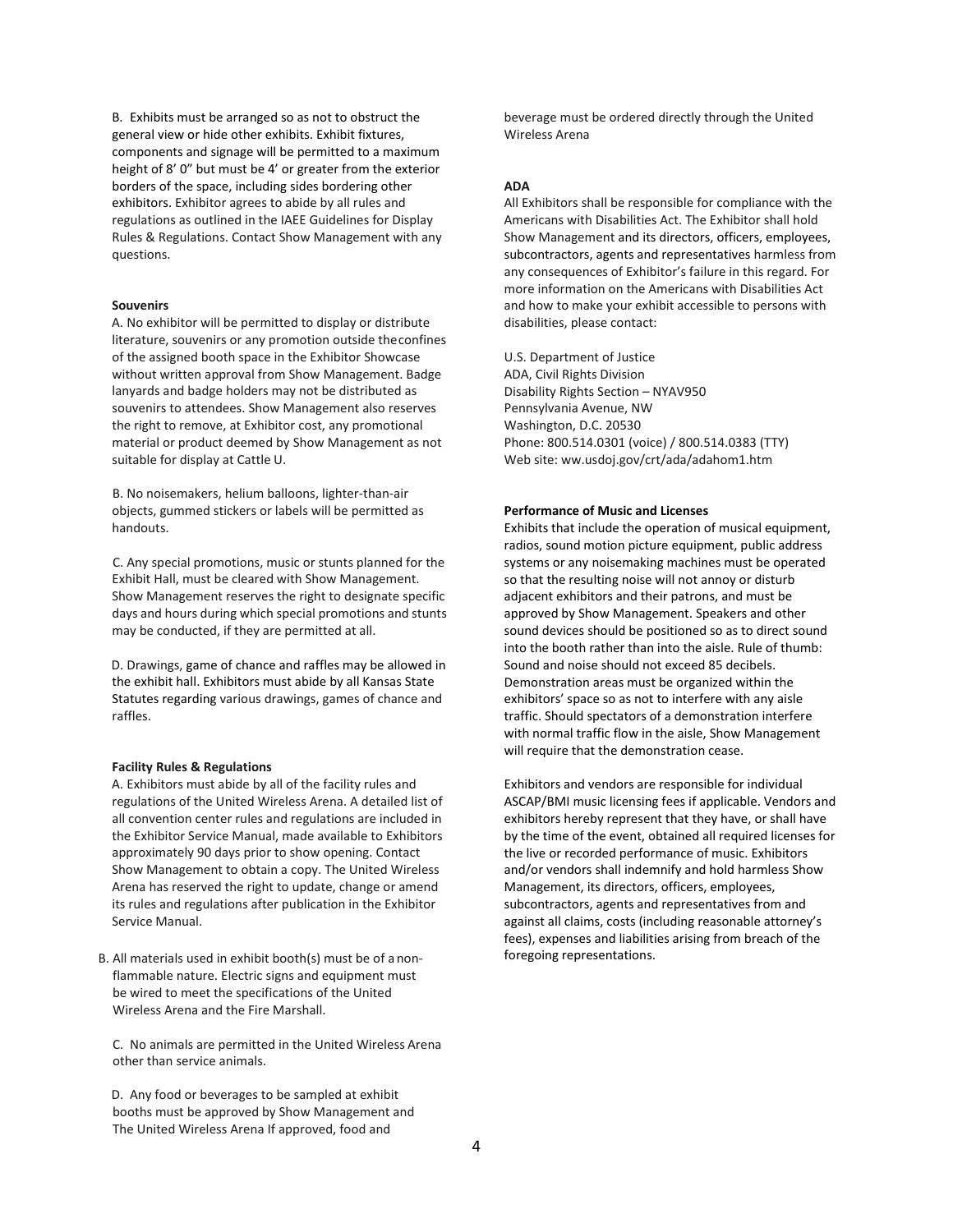B. Exhibits must be arranged so as not to obstruct the general view or hide other exhibits. Exhibit fixtures, components and signage will be permitted to a maximum height of 8’ 0” but must be 4’ or greater from the exterior borders of the space, including sides bordering other exhibitors. Exhibitor agrees to abide by all rules and regulations as outlined in the IAEE Guidelines for Display Rules & Regulations. Contact Show Management with any questions.

**Souvenirs**

A. No exhibitor will be permitted to display or distribute literature, souvenirs or any promotion outside the confines of the assigned booth space in the Exhibitor Showcase without written approval from Show Management. Badge lanyards and badge holders may not be distributed as souvenirs to attendees. Show Management also reserves the right to remove, at Exhibitor cost, any promotional material or product deemed by Show Management as not suitable for display at Cattle U.

B. No noisemakers, helium balloons, lighter-than-air objects, gummed stickers or labels will be permitted as handouts.

C. Any special promotions, music or stunts planned for the Exhibit Hall, must be cleared with Show Management. Show Management reserves the right to designate specific days and hours during which special promotions and stunts may be conducted, if they are permitted at all.

D. Drawings, game of chance and raffles may be allowed in the exhibit hall. Exhibitors must abide by all Kansas State Statutes regarding various drawings, games of chance and raffles.

**Facility Rules & Regulations**

A. Exhibitors must abide by all of the facility rules and regulations of the United Wireless Arena. A detailed list of all convention center rules and regulations are included in the Exhibitor Service Manual, made available to Exhibitors approximately 90 days prior to show opening. Contact Show Management to obtain a copy. The United Wireless Arena has reserved the right to update, change or amend its rules and regulations after publication in the Exhibitor Service Manual.

B. All materials used in exhibit booth(s) must be of a non-flammable nature. Electric signs and equipment must be wired to meet the specifications of the United Wireless Arena and the Fire Marshall.

C. No animals are permitted in the United Wireless Arena other than service animals.

D. Any food or beverages to be sampled at exhibit booths must be approved by Show Management and The United Wireless Arena If approved, food and beverage must be ordered directly through the United Wireless Arena

**ADA**

All Exhibitors shall be responsible for compliance with the Americans with Disabilities Act. The Exhibitor shall hold Show Management and its directors, officers, employees, subcontractors, agents and representatives harmless from any consequences of Exhibitor’s failure in this regard. For more information on the Americans with Disabilities Act and how to make your exhibit accessible to persons with disabilities, please contact:

U.S. Department of Justice
ADA, Civil Rights Division
Disability Rights Section – NYAV950
Pennsylvania Avenue, NW
Washington, D.C. 20530
Phone: 800.514.0301 (voice) / 800.514.0383 (TTY)
Web site: ww.usdoj.gov/crt/ada/adahom1.htm

**Performance of Music and Licenses**

Exhibits that include the operation of musical equipment, radios, sound motion picture equipment, public address systems or any noisemaking machines must be operated so that the resulting noise will not annoy or disturb adjacent exhibitors and their patrons, and must be approved by Show Management. Speakers and other sound devices should be positioned so as to direct sound into the booth rather than into the aisle. Rule of thumb: Sound and noise should not exceed 85 decibels. Demonstration areas must be organized within the exhibitors’ space so as not to interfere with any aisle traffic. Should spectators of a demonstration interfere with normal traffic flow in the aisle, Show Management will require that the demonstration cease.

Exhibitors and vendors are responsible for individual ASCAP/BMI music licensing fees if applicable. Vendors and exhibitors hereby represent that they have, or shall have by the time of the event, obtained all required licenses for the live or recorded performance of music. Exhibitors and/or vendors shall indemnify and hold harmless Show Management, its directors, officers, employees, subcontractors, agents and representatives from and against all claims, costs (including reasonable attorney’s fees), expenses and liabilities arising from breach of the foregoing representations.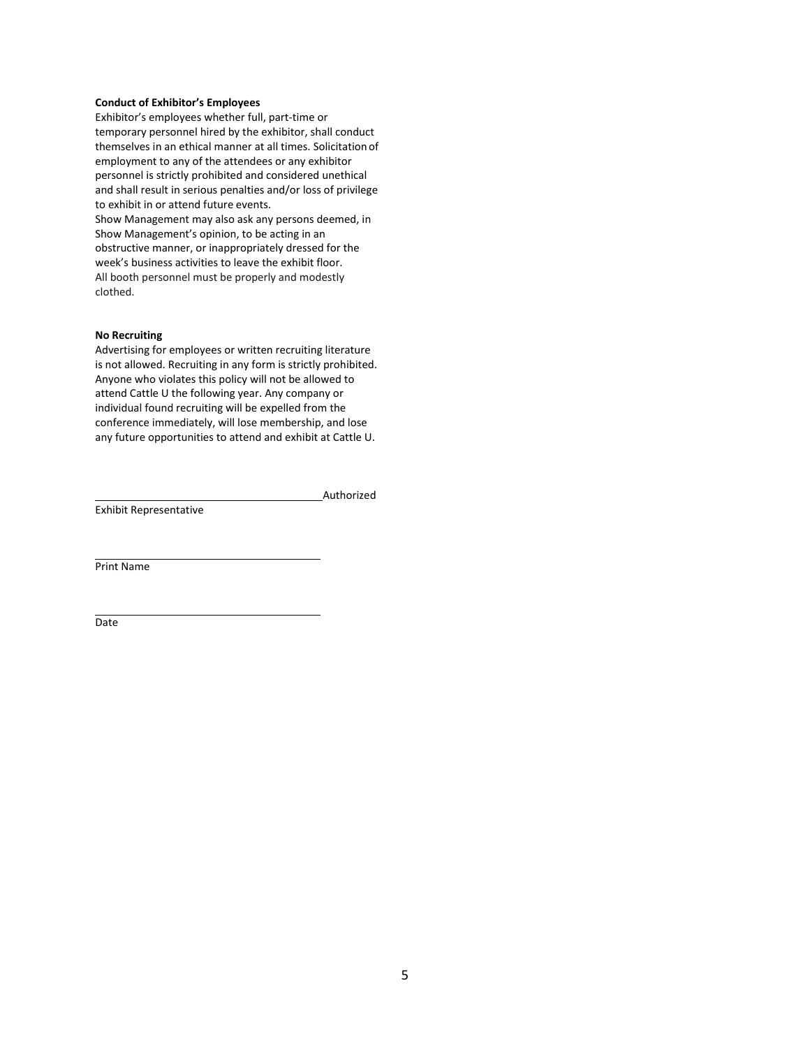**Conduct of Exhibitor's Employees**

Exhibitor's employees whether full, part-time or temporary personnel hired by the exhibitor, shall conduct themselves in an ethical manner at all times. Solicitation of employment to any of the attendees or any exhibitor personnel is strictly prohibited and considered unethical and shall result in serious penalties and/or loss of privilege to exhibit in or attend future events.

Show Management may also ask any persons deemed, in Show Management's opinion, to be acting in an obstructive manner, or inappropriately dressed for the week's business activities to leave the exhibit floor.

All booth personnel must be properly and modestly clothed.

**No Recruiting**

Advertising for employees or written recruiting literature is not allowed. Recruiting in any form is strictly prohibited. Anyone who violates this policy will not be allowed to attend Cattle U the following year. Any company or individual found recruiting will be expelled from the conference immediately, will lose membership, and lose any future opportunities to attend and exhibit at Cattle U.

\_\_\_\_\_\_\_\_\_\_\_\_\_\_\_\_\_\_\_\_\_\_\_\_\_\_\_\_\_\_\_\_\_\_\_\_\_\_\_\_Authorized Exhibit Representative

\_\_\_\_\_\_\_\_\_\_\_\_\_\_\_\_\_\_\_\_\_\_\_\_\_\_\_\_\_\_\_\_\_\_\_\_\_\_\_\_

Print Name

\_\_\_\_\_\_\_\_\_\_\_\_\_\_\_\_\_\_\_\_\_\_\_\_\_\_\_\_\_\_\_\_\_\_\_\_\_\_\_\_

Date